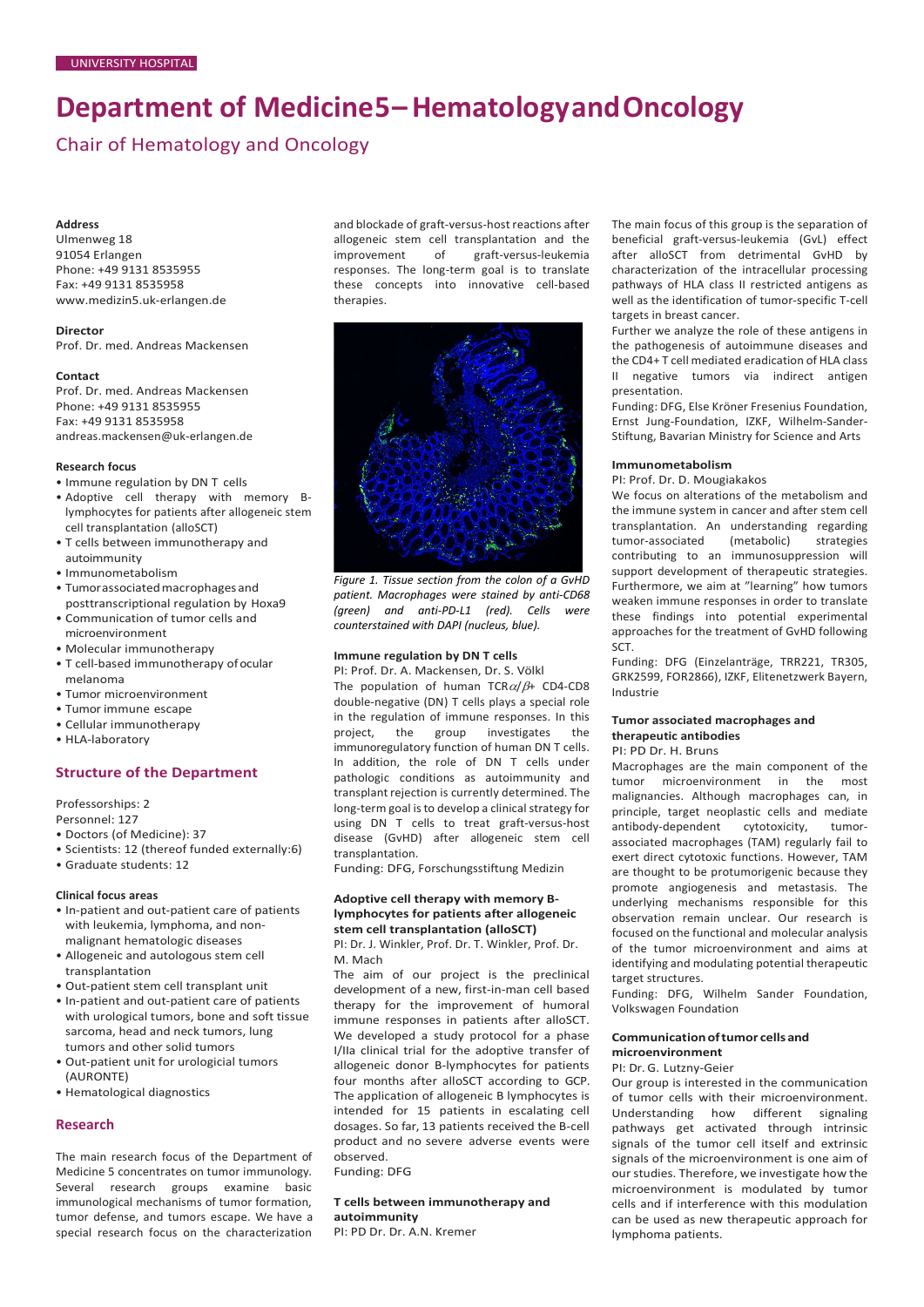UNIVERSITY HOSPITAL

# Department of Medicine 5 – Hematology and Oncology

## Chair of Hematology and Oncology

**Address**
Ulmenweg 18
91054 Erlangen
Phone: +49 9131 8535955
Fax: +49 9131 8535958
www.medizin5.uk-erlangen.de

**Director**
Prof. Dr. med. Andreas Mackensen

**Contact**
Prof. Dr. med. Andreas Mackensen
Phone: +49 9131 8535955
Fax: +49 9131 8535958
andreas.mackensen@uk-erlangen.de

**Research focus**

- Immune regulation by DN T cells
- Adoptive cell therapy with memory B-lymphocytes for patients after allogeneic stem cell transplantation (alloSCT)
- T cells between immunotherapy and autoimmunity
- Immunometabolism
- Tumor associated macrophages and posttranscriptional regulation by Hoxa9
- Communication of tumor cells and microenvironment
- Molecular immunotherapy
- T cell-based immunotherapy of ocular melanoma
- Tumor microenvironment
- Tumor immune escape
- Cellular immunotherapy
- HLA-laboratory

## Structure of the Department

Professorships: 2
Personnel: 127

- Doctors (of Medicine): 37
- Scientists: 12 (thereof funded externally: 6)
- Graduate students: 12

**Clinical focus areas**

- In-patient and out-patient care of patients with leukemia, lymphoma, and non-malignant hematologic diseases
- Allogeneic and autologous stem cell transplantation
- Out-patient stem cell transplant unit
- In-patient and out-patient care of patients with urological tumors, bone and soft tissue sarcoma, head and neck tumors, lung tumors and other solid tumors
- Out-patient unit for urologicial tumors (AURONTE)
- Hematological diagnostics

## Research

The main research focus of the Department of Medicine 5 concentrates on tumor immunology. Several research groups examine basic immunological mechanisms of tumor formation, tumor defense, and tumors escape. We have a special research focus on the characterization and blockade of graft-versus-host reactions after allogeneic stem cell transplantation and the improvement of graft-versus-leukemia responses. The long-term goal is to translate these concepts into innovative cell-based therapies.

*Figure 1. Tissue section from the colon of a GvHD patient. Macrophages were stained by anti-CD68 (green) and anti-PD-L1 (red). Cells were counterstained with DAPI (nucleus, blue).*

### Immune regulation by DN T cells

PI: Prof. Dr. A. Mackensen, Dr. S. Völkl

The population of human TCR$\alpha/\beta$+ CD4-CD8 double-negative (DN) T cells plays a special role in the regulation of immune responses. In this project, the group investigates the immunoregulatory function of human DN T cells. In addition, the role of DN T cells under pathologic conditions as autoimmunity and transplant rejection is currently determined. The long-term goal is to develop a clinical strategy for using DN T cells to treat graft-versus-host disease (GvHD) after allogeneic stem cell transplantation.

Funding: DFG, Forschungsstiftung Medizin

### Adoptive cell therapy with memory B-lymphocytes for patients after allogeneic stem cell transplantation (alloSCT)

PI: Dr. J. Winkler, Prof. Dr. T. Winkler, Prof. Dr. M. Mach

The aim of our project is the preclinical development of a new, first-in-man cell based therapy for the improvement of humoral immune responses in patients after alloSCT. We developed a study protocol for a phase I/IIa clinical trial for the adoptive transfer of allogeneic donor B-lymphocytes for patients four months after alloSCT according to GCP. The application of allogeneic B lymphocytes is intended for 15 patients in escalating cell dosages. So far, 13 patients received the B-cell product and no severe adverse events were observed.

Funding: DFG

### T cells between immunotherapy and autoimmunity

PI: PD Dr. Dr. A.N. Kremer

The main focus of this group is the separation of beneficial graft-versus-leukemia (GvL) effect after alloSCT from detrimental GvHD by characterization of the intracellular processing pathways of HLA class II restricted antigens as well as the identification of tumor-specific T-cell targets in breast cancer.

Further we analyze the role of these antigens in the pathogenesis of autoimmune diseases and the CD4+ T cell mediated eradication of HLA class II negative tumors via indirect antigen presentation.

Funding: DFG, Else Kröner Fresenius Foundation, Ernst Jung-Foundation, IZKF, Wilhelm-Sander-Stiftung, Bavarian Ministry for Science and Arts

### Immunometabolism

PI: Prof. Dr. D. Mougiakakos

We focus on alterations of the metabolism and the immune system in cancer and after stem cell transplantation. An understanding regarding tumor-associated (metabolic) strategies contributing to an immunosuppression will support development of therapeutic strategies. Furthermore, we aim at "learning" how tumors weaken immune responses in order to translate these findings into potential experimental approaches for the treatment of GvHD following SCT.

Funding: DFG (Einzelanträge, TRR221, TR305, GRK2599, FOR2866), IZKF, Elitenetzwerk Bayern, Industrie

### Tumor associated macrophages and therapeutic antibodies

PI: PD Dr. H. Bruns

Macrophages are the main component of the tumor microenvironment in the most malignancies. Although macrophages can, in principle, target neoplastic cells and mediate antibody-dependent cytotoxicity, tumor-associated macrophages (TAM) regularly fail to exert direct cytotoxic functions. However, TAM are thought to be protumorigenic because they promote angiogenesis and metastasis. The underlying mechanisms responsible for this observation remain unclear. Our research is focused on the functional and molecular analysis of the tumor microenvironment and aims at identifying and modulating potential therapeutic target structures.

Funding: DFG, Wilhelm Sander Foundation, Volkswagen Foundation

### Communication of tumor cells and microenvironment

PI: Dr. G. Lutzny-Geier

Our group is interested in the communication of tumor cells with their microenvironment. Understanding how different signaling pathways get activated through intrinsic signals of the tumor cell itself and extrinsic signals of the microenvironment is one aim of our studies. Therefore, we investigate how the microenvironment is modulated by tumor cells and if interference with this modulation can be used as new therapeutic approach for lymphoma patients.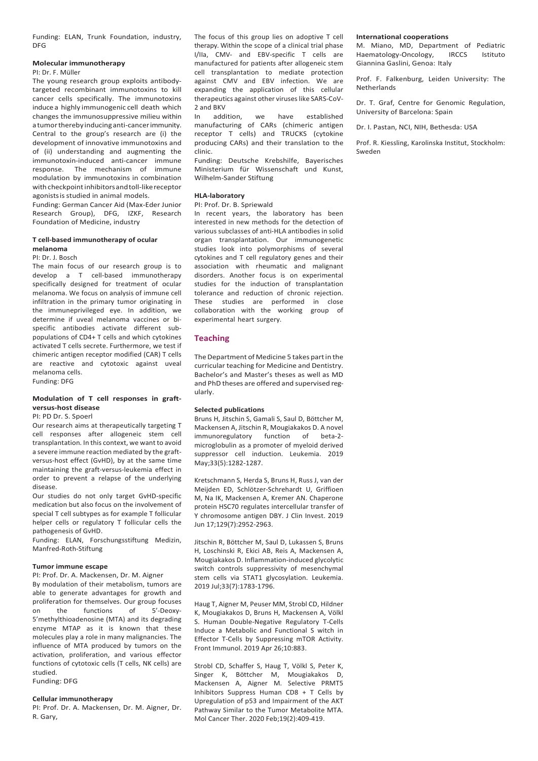Funding: ELAN, Trunk Foundation, industry, DFG

**Molecular immunotherapy**

PI: Dr. F. Müller

The young research group exploits antibody-targeted recombinant immunotoxins to kill cancer cells specifically. The immunotoxins induce a highly immunogenic cell death which changes the immunosuppressive milieu within a tumor thereby inducing anti-cancer immunity. Central to the group's research are (i) the development of innovative immunotoxins and of (ii) understanding and augmenting the immunotoxin-induced anti-cancer immune response. The mechanism of immune modulation by immunotoxins in combination with checkpoint inhibitors and toll-like receptor agonists is studied in animal models.

Funding: German Cancer Aid (Max-Eder Junior Research Group), DFG, IZKF, Research Foundation of Medicine, industry

**T cell-based immunotherapy of ocular melanoma**

PI: Dr. J. Bosch

The main focus of our research group is to develop a T cell-based immunotherapy specifically designed for treatment of ocular melanoma. We focus on analysis of immune cell infiltration in the primary tumor originating in the immuneprivileged eye. In addition, we determine if uveal melanoma vaccines or bi-specific antibodies activate different sub-populations of CD4+ T cells and which cytokines activated T cells secrete. Furthermore, we test if chimeric antigen receptor modified (CAR) T cells are reactive and cytotoxic against uveal melanoma cells.

Funding: DFG

**Modulation of T cell responses in graft-versus-host disease**

PI: PD Dr. S. Spoerl

Our research aims at therapeutically targeting T cell responses after allogeneic stem cell transplantation. In this context, we want to avoid a severe immune reaction mediated by the graft-versus-host effect (GvHD), by at the same time maintaining the graft-versus-leukemia effect in order to prevent a relapse of the underlying disease.

Our studies do not only target GvHD-specific medication but also focus on the involvement of special T cell subtypes as for example T follicular helper cells or regulatory T follicular cells the pathogenesis of GvHD.

Funding: ELAN, Forschungsstiftung Medizin, Manfred-Roth-Stiftung

**Tumor immune escape**

PI: Prof. Dr. A. Mackensen, Dr. M. Aigner

By modulation of their metabolism, tumors are able to generate advantages for growth and proliferation for themselves. Our group focuses on the functions of 5'-Deoxy-5'methylthioadenosine (MTA) and its degrading enzyme MTAP as it is known that these molecules play a role in many malignancies. The influence of MTA produced by tumors on the activation, proliferation, and various effector functions of cytotoxic cells (T cells, NK cells) are studied.

Funding: DFG

**Cellular immunotherapy**

PI: Prof. Dr. A. Mackensen, Dr. M. Aigner, Dr. R. Gary,

The focus of this group lies on adoptive T cell therapy. Within the scope of a clinical trial phase I/IIa, CMV- and EBV-specific T cells are manufactured for patients after allogeneic stem cell transplantation to mediate protection against CMV and EBV infection. We are expanding the application of this cellular therapeutics against other viruses like SARS-CoV-2 and BKV

In addition, we have established manufacturing of CARs (chimeric antigen receptor T cells) and TRUCKS (cytokine producing CARs) and their translation to the clinic.

Funding: Deutsche Krebshilfe, Bayerisches Ministerium für Wissenschaft und Kunst, Wilhelm-Sander Stiftung

**HLA-laboratory**

PI: Prof. Dr. B. Spriewald

In recent years, the laboratory has been interested in new methods for the detection of various subclasses of anti-HLA antibodies in solid organ transplantation. Our immunogenetic studies look into polymorphisms of several cytokines and T cell regulatory genes and their association with rheumatic and malignant disorders. Another focus is on experimental studies for the induction of transplantation tolerance and reduction of chronic rejection. These studies are performed in close collaboration with the working group of experimental heart surgery.

## Teaching

The Department of Medicine 5 takes part in the curricular teaching for Medicine and Dentistry. Bachelor's and Master's theses as well as MD and PhD theses are offered and supervised regularly.

**Selected publications**

Bruns H, Jitschin S, Gamali S, Saul D, Böttcher M, Mackensen A, Jitschin R, Mougiakakos D. A novel immunoregulatory function of beta-2-microglobulin as a promoter of myeloid derived suppressor cell induction. Leukemia. 2019 May;33(5):1282-1287.

Kretschmann S, Herda S, Bruns H, Russ J, van der Meijden ED, Schlötzer-Schrehardt U, Griffioen M, Na IK, Mackensen A, Kremer AN. Chaperone protein HSC70 regulates intercellular transfer of Y chromosome antigen DBY. J Clin Invest. 2019 Jun 17;129(7):2952-2963.

Jitschin R, Böttcher M, Saul D, Lukassen S, Bruns H, Loschinski R, Ekici AB, Reis A, Mackensen A, Mougiakakos D. Inflammation-induced glycolytic switch controls suppressivity of mesenchymal stem cells via STAT1 glycosylation. Leukemia. 2019 Jul;33(7):1783-1796.

Haug T, Aigner M, Peuser MM, Strobl CD, Hildner K, Mougiakakos D, Bruns H, Mackensen A, Völkl S. Human Double-Negative Regulatory T-Cells Induce a Metabolic and Functional S witch in Effector T-Cells by Suppressing mTOR Activity. Front Immunol. 2019 Apr 26;10:883.

Strobl CD, Schaffer S, Haug T, Völkl S, Peter K, Singer K, Böttcher M, Mougiakakos D, Mackensen A, Aigner M. Selective PRMT5 Inhibitors Suppress Human CD8 + T Cells by Upregulation of p53 and Impairment of the AKT Pathway Similar to the Tumor Metabolite MTA. Mol Cancer Ther. 2020 Feb;19(2):409-419.

**International cooperations**

M. Miano, MD, Department of Pediatric Haematology-Oncology, IRCCS Istituto Giannina Gaslini, Genoa: Italy

Prof. F. Falkenburg, Leiden University: The Netherlands

Dr. T. Graf, Centre for Genomic Regulation, University of Barcelona: Spain

Dr. I. Pastan, NCI, NIH, Bethesda: USA

Prof. R. Kiessling, Karolinska Institut, Stockholm: Sweden